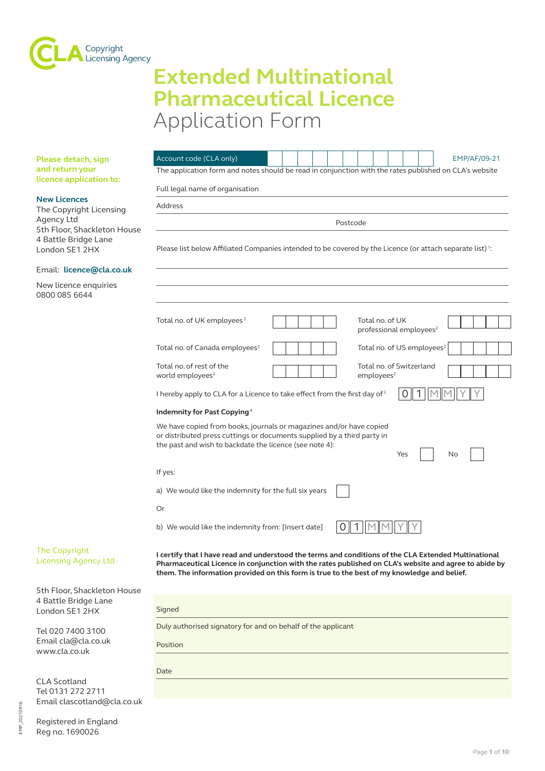CLA Copyright Licensing Agency

# Extended Multinational Pharmaceutical Licence

## Application Form

**Please detach, sign and return your licence application to:**

**New Licences**
The Copyright Licensing Agency Ltd
5th Floor, Shackleton House
4 Battle Bridge Lane
London SE1 2HX

Email: **licence@cla.co.uk**

New licence enquiries
0800 085 6644

Account code (CLA only) [ | | | | | | | | | | | ]  EMP/AF/09-21

The application form and notes should be read in conjunction with the rates published on CLA's website

Full legal name of organisation

Address

Postcode

Please list below Affiliated Companies intended to be covered by the Licence (or attach separate list) [1]:

| | | | |
|---|---|---|---|
| Total no. of UK employees [2] | | Total no. of UK professional employees [2] | |
| Total no. of Canada employees [2] | | Total no. of US employees [2] | |
| Total no. of rest of the world employees [2] | | Total no. of Switzerland employees [2] | |

I hereby apply to CLA for a Licence to take effect from the first day of [3] 0 1 M M Y Y

**Indemnity for Past Copying** [4]

We have copied from books, journals or magazines and/or have copied or distributed press cuttings or documents supplied by a third party in the past and wish to backdate the licence (see note 4):

Yes ☐ No ☐

If yes:

a) We would like the indemnity for the full six years ☐

Or

b) We would like the indemnity from: [Insert date] 0 1 M M Y Y

**I certify that I have read and understood the terms and conditions of the CLA Extended Multinational Pharmaceutical Licence in conjunction with the rates published on CLA's website and agree to abide by them. The information provided on this form is true to the best of my knowledge and belief.**

Signed

Duly authorised signatory for and on behalf of the applicant

Position

Date

The Copyright Licensing Agency Ltd

5th Floor, Shackleton House
4 Battle Bridge Lane
London SE1 2HX

Tel 020 7400 3100
Email cla@cla.co.uk
www.cla.co.uk

CLA Scotland
Tel 0131 272 2711
Email clascotland@cla.co.uk

Registered in England
Reg no. 1690026

EMP_20210916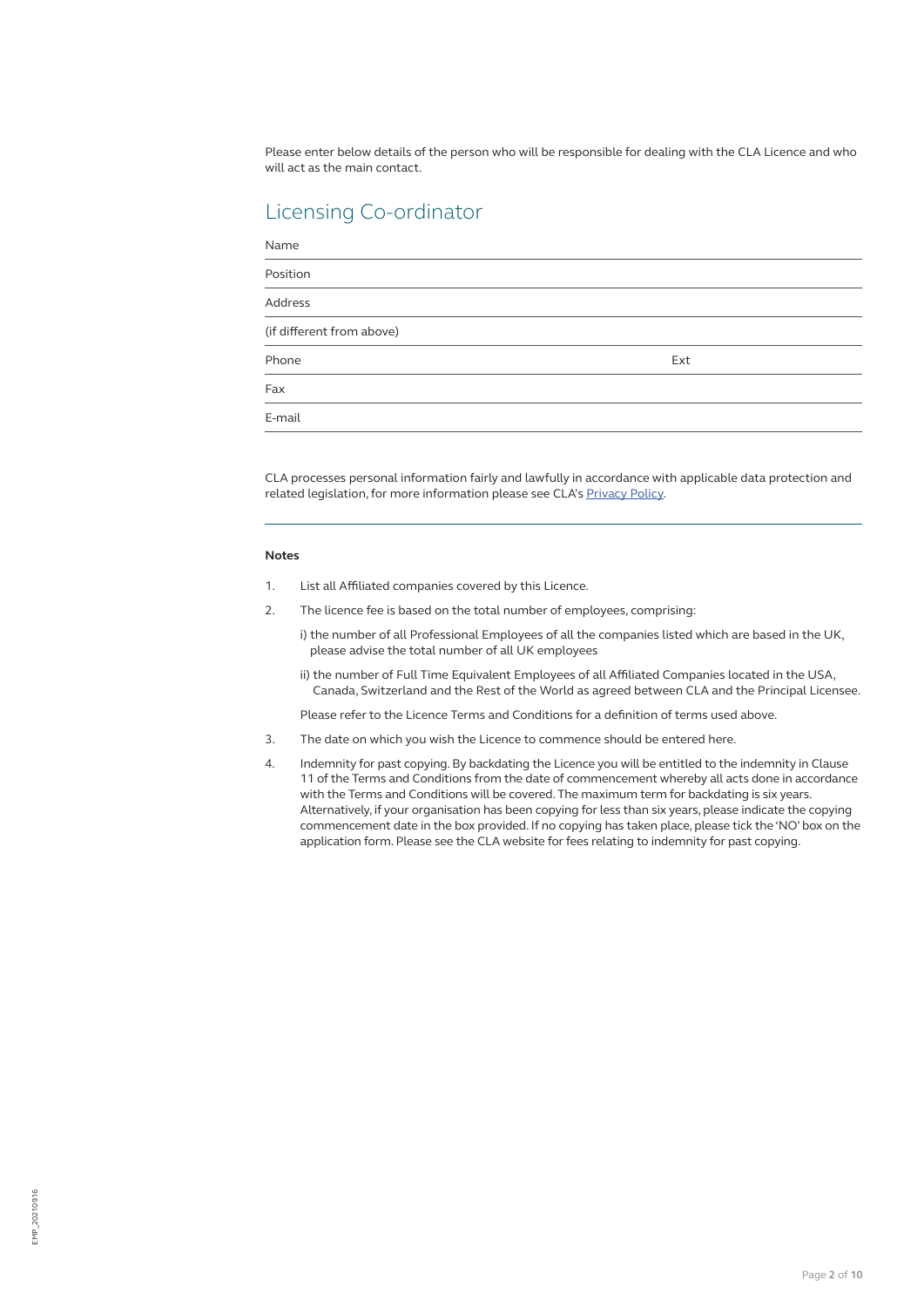Please enter below details of the person who will be responsible for dealing with the CLA Licence and who will act as the main contact.

## Licensing Co-ordinator

| | |
|---|---|
| Name | |
| Position | |
| Address | |
| (if different from above) | |
| Phone | Ext |
| Fax | |
| E-mail | |

CLA processes personal information fairly and lawfully in accordance with applicable data protection and related legislation, for more information please see CLA's Privacy Policy.

**Notes**

1. List all Affiliated companies covered by this Licence.
2. The licence fee is based on the total number of employees, comprising:

   i) the number of all Professional Employees of all the companies listed which are based in the UK, please advise the total number of all UK employees

   ii) the number of Full Time Equivalent Employees of all Affiliated Companies located in the USA, Canada, Switzerland and the Rest of the World as agreed between CLA and the Principal Licensee.

   Please refer to the Licence Terms and Conditions for a definition of terms used above.
3. The date on which you wish the Licence to commence should be entered here.
4. Indemnity for past copying. By backdating the Licence you will be entitled to the indemnity in Clause 11 of the Terms and Conditions from the date of commencement whereby all acts done in accordance with the Terms and Conditions will be covered. The maximum term for backdating is six years. Alternatively, if your organisation has been copying for less than six years, please indicate the copying commencement date in the box provided. If no copying has taken place, please tick the 'NO' box on the application form. Please see the CLA website for fees relating to indemnity for past copying.

EMP_20210916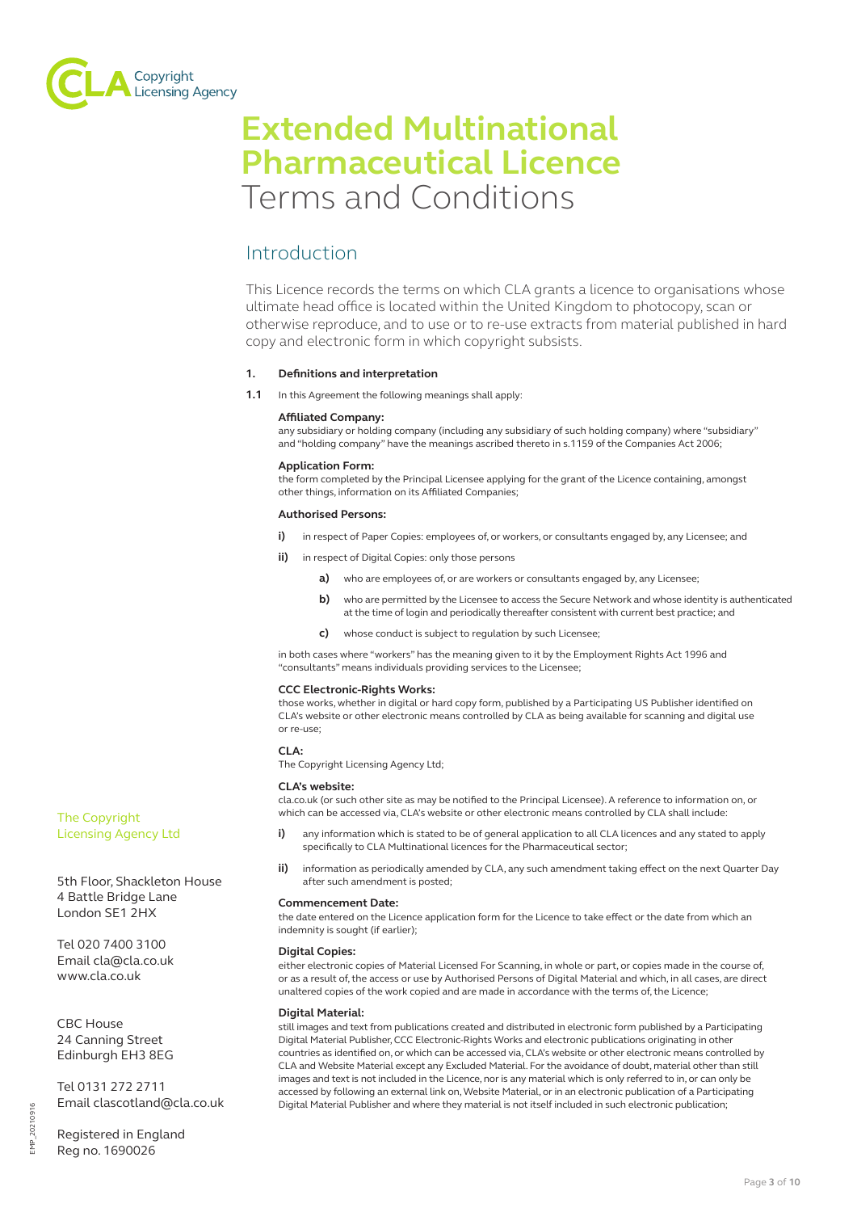# Extended Multinational Pharmaceutical Licence
Terms and Conditions

## Introduction

This Licence records the terms on which CLA grants a licence to organisations whose ultimate head office is located within the United Kingdom to photocopy, scan or otherwise reproduce, and to use or to re-use extracts from material published in hard copy and electronic form in which copyright subsists.

**1. Definitions and interpretation**

**1.1** In this Agreement the following meanings shall apply:

**Affiliated Company:**
any subsidiary or holding company (including any subsidiary of such holding company) where "subsidiary" and "holding company" have the meanings ascribed thereto in s.1159 of the Companies Act 2006;

**Application Form:**
the form completed by the Principal Licensee applying for the grant of the Licence containing, amongst other things, information on its Affiliated Companies;

**Authorised Persons:**

**i)** in respect of Paper Copies: employees of, or workers, or consultants engaged by, any Licensee; and

**ii)** in respect of Digital Copies: only those persons

- **a)** who are employees of, or are workers or consultants engaged by, any Licensee;
- **b)** who are permitted by the Licensee to access the Secure Network and whose identity is authenticated at the time of login and periodically thereafter consistent with current best practice; and
- **c)** whose conduct is subject to regulation by such Licensee;

in both cases where "workers" has the meaning given to it by the Employment Rights Act 1996 and "consultants" means individuals providing services to the Licensee;

**CCC Electronic-Rights Works:**
those works, whether in digital or hard copy form, published by a Participating US Publisher identified on CLA's website or other electronic means controlled by CLA as being available for scanning and digital use or re-use;

**CLA:**
The Copyright Licensing Agency Ltd;

**CLA's website:**
cla.co.uk (or such other site as may be notified to the Principal Licensee). A reference to information on, or which can be accessed via, CLA's website or other electronic means controlled by CLA shall include:

**i)** any information which is stated to be of general application to all CLA licences and any stated to apply specifically to CLA Multinational licences for the Pharmaceutical sector;

**ii)** information as periodically amended by CLA, any such amendment taking effect on the next Quarter Day after such amendment is posted;

**Commencement Date:**
the date entered on the Licence application form for the Licence to take effect or the date from which an indemnity is sought (if earlier);

**Digital Copies:**
either electronic copies of Material Licensed For Scanning, in whole or part, or copies made in the course of, or as a result of, the access or use by Authorised Persons of Digital Material and which, in all cases, are direct unaltered copies of the work copied and are made in accordance with the terms of, the Licence;

**Digital Material:**
still images and text from publications created and distributed in electronic form published by a Participating Digital Material Publisher, CCC Electronic-Rights Works and electronic publications originating in other countries as identified on, or which can be accessed via, CLA's website or other electronic means controlled by CLA and Website Material except any Excluded Material. For the avoidance of doubt, material other than still images and text is not included in the Licence, nor is any material which is only referred to in, or can only be accessed by following an external link on, Website Material, or in an electronic publication of a Participating Digital Material Publisher and where they material is not itself included in such electronic publication;

The Copyright Licensing Agency Ltd

5th Floor, Shackleton House
4 Battle Bridge Lane
London SE1 2HX

Tel 020 7400 3100
Email cla@cla.co.uk
www.cla.co.uk

CBC House
24 Canning Street
Edinburgh EH3 8EG

Tel 0131 272 2711
Email clascotland@cla.co.uk

Registered in England
Reg no. 1690026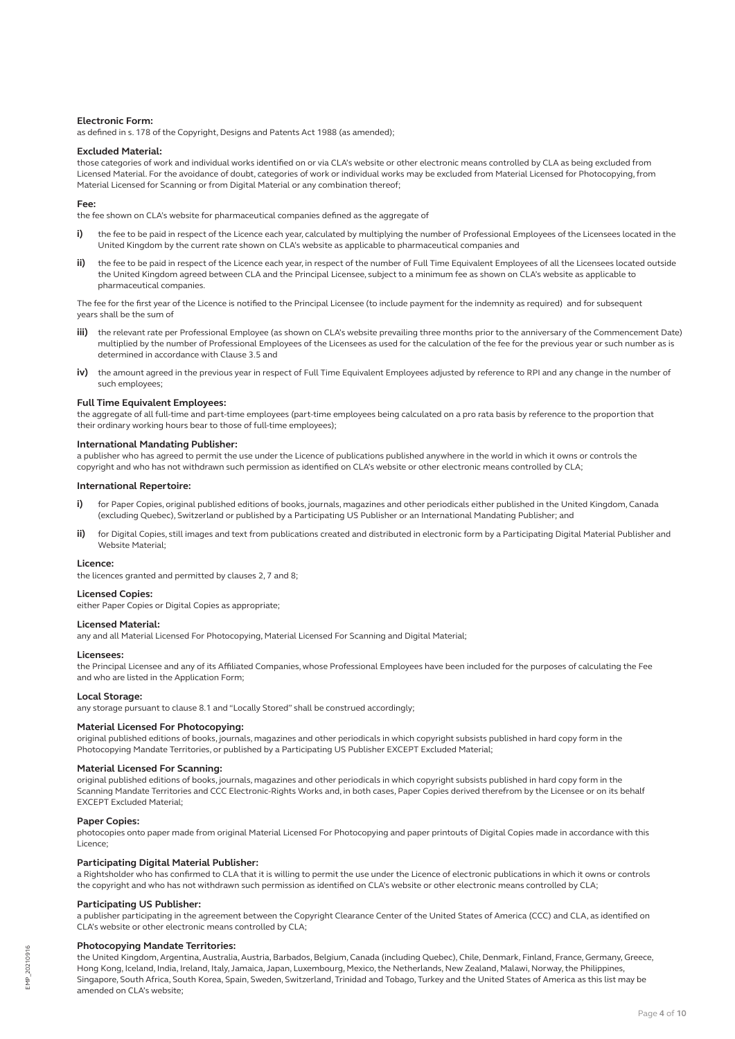**Electronic Form:**
as defined in s. 178 of the Copyright, Designs and Patents Act 1988 (as amended);

**Excluded Material:**
those categories of work and individual works identified on or via CLA's website or other electronic means controlled by CLA as being excluded from Licensed Material. For the avoidance of doubt, categories of work or individual works may be excluded from Material Licensed for Photocopying, from Material Licensed for Scanning or from Digital Material or any combination thereof;

**Fee:**
the fee shown on CLA's website for pharmaceutical companies defined as the aggregate of

- **i)** the fee to be paid in respect of the Licence each year, calculated by multiplying the number of Professional Employees of the Licensees located in the United Kingdom by the current rate shown on CLA's website as applicable to pharmaceutical companies and
- **ii)** the fee to be paid in respect of the Licence each year, in respect of the number of Full Time Equivalent Employees of all the Licensees located outside the United Kingdom agreed between CLA and the Principal Licensee, subject to a minimum fee as shown on CLA's website as applicable to pharmaceutical companies.

The fee for the first year of the Licence is notified to the Principal Licensee (to include payment for the indemnity as required) and for subsequent years shall be the sum of

- **iii)** the relevant rate per Professional Employee (as shown on CLA's website prevailing three months prior to the anniversary of the Commencement Date) multiplied by the number of Professional Employees of the Licensees as used for the calculation of the fee for the previous year or such number as is determined in accordance with Clause 3.5 and
- **iv)** the amount agreed in the previous year in respect of Full Time Equivalent Employees adjusted by reference to RPI and any change in the number of such employees;

**Full Time Equivalent Employees:**
the aggregate of all full-time and part-time employees (part-time employees being calculated on a pro rata basis by reference to the proportion that their ordinary working hours bear to those of full-time employees);

**International Mandating Publisher:**
a publisher who has agreed to permit the use under the Licence of publications published anywhere in the world in which it owns or controls the copyright and who has not withdrawn such permission as identified on CLA's website or other electronic means controlled by CLA;

**International Repertoire:**

- **i)** for Paper Copies, original published editions of books, journals, magazines and other periodicals either published in the United Kingdom, Canada (excluding Quebec), Switzerland or published by a Participating US Publisher or an International Mandating Publisher; and
- **ii)** for Digital Copies, still images and text from publications created and distributed in electronic form by a Participating Digital Material Publisher and Website Material;

**Licence:**
the licences granted and permitted by clauses 2, 7 and 8;

**Licensed Copies:**
either Paper Copies or Digital Copies as appropriate;

**Licensed Material:**
any and all Material Licensed For Photocopying, Material Licensed For Scanning and Digital Material;

**Licensees:**
the Principal Licensee and any of its Affiliated Companies, whose Professional Employees have been included for the purposes of calculating the Fee and who are listed in the Application Form;

**Local Storage:**
any storage pursuant to clause 8.1 and "Locally Stored" shall be construed accordingly;

**Material Licensed For Photocopying:**
original published editions of books, journals, magazines and other periodicals in which copyright subsists published in hard copy form in the Photocopying Mandate Territories, or published by a Participating US Publisher EXCEPT Excluded Material;

**Material Licensed For Scanning:**
original published editions of books, journals, magazines and other periodicals in which copyright subsists published in hard copy form in the Scanning Mandate Territories and CCC Electronic-Rights Works and, in both cases, Paper Copies derived therefrom by the Licensee or on its behalf EXCEPT Excluded Material;

**Paper Copies:**
photocopies onto paper made from original Material Licensed For Photocopying and paper printouts of Digital Copies made in accordance with this Licence;

**Participating Digital Material Publisher:**
a Rightsholder who has confirmed to CLA that it is willing to permit the use under the Licence of electronic publications in which it owns or controls the copyright and who has not withdrawn such permission as identified on CLA's website or other electronic means controlled by CLA;

**Participating US Publisher:**
a publisher participating in the agreement between the Copyright Clearance Center of the United States of America (CCC) and CLA, as identified on CLA's website or other electronic means controlled by CLA;

**Photocopying Mandate Territories:**
the United Kingdom, Argentina, Australia, Austria, Barbados, Belgium, Canada (including Quebec), Chile, Denmark, Finland, France, Germany, Greece, Hong Kong, Iceland, India, Ireland, Italy, Jamaica, Japan, Luxembourg, Mexico, the Netherlands, New Zealand, Malawi, Norway, the Philippines, Singapore, South Africa, South Korea, Spain, Sweden, Switzerland, Trinidad and Tobago, Turkey and the United States of America as this list may be amended on CLA's website;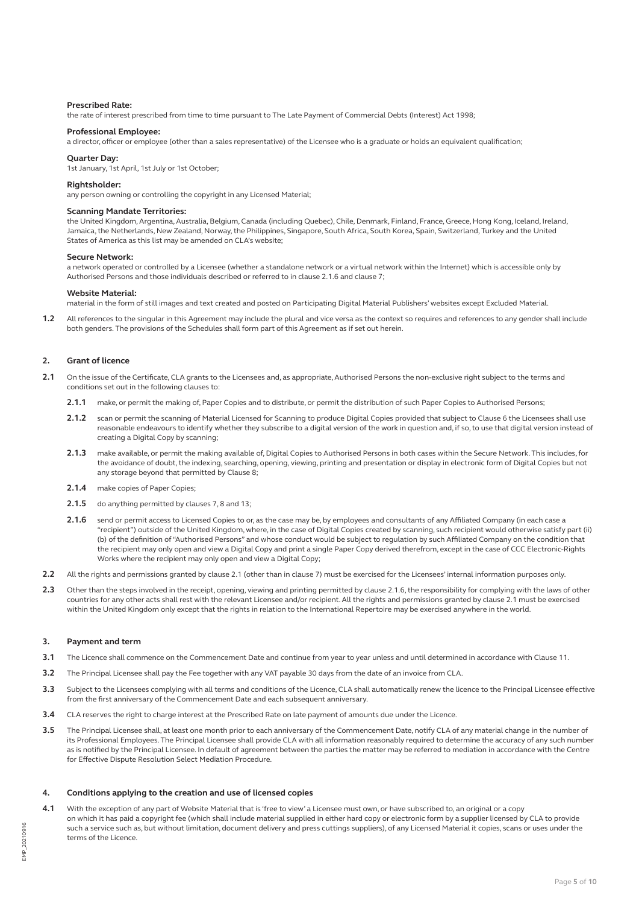**Prescribed Rate:**
the rate of interest prescribed from time to time pursuant to The Late Payment of Commercial Debts (Interest) Act 1998;

**Professional Employee:**
a director, officer or employee (other than a sales representative) of the Licensee who is a graduate or holds an equivalent qualification;

**Quarter Day:**
1st January, 1st April, 1st July or 1st October;

**Rightsholder:**
any person owning or controlling the copyright in any Licensed Material;

**Scanning Mandate Territories:**
the United Kingdom, Argentina, Australia, Belgium, Canada (including Quebec), Chile, Denmark, Finland, France, Greece, Hong Kong, Iceland, Ireland, Jamaica, the Netherlands, New Zealand, Norway, the Philippines, Singapore, South Africa, South Korea, Spain, Switzerland, Turkey and the United States of America as this list may be amended on CLA's website;

**Secure Network:**
a network operated or controlled by a Licensee (whether a standalone network or a virtual network within the Internet) which is accessible only by Authorised Persons and those individuals described or referred to in clause 2.1.6 and clause 7;

**Website Material:**
material in the form of still images and text created and posted on Participating Digital Material Publishers' websites except Excluded Material.

**1.2** All references to the singular in this Agreement may include the plural and vice versa as the context so requires and references to any gender shall include both genders. The provisions of the Schedules shall form part of this Agreement as if set out herein.

## 2. Grant of licence

**2.1** On the issue of the Certificate, CLA grants to the Licensees and, as appropriate, Authorised Persons the non-exclusive right subject to the terms and conditions set out in the following clauses to:

**2.1.1** make, or permit the making of, Paper Copies and to distribute, or permit the distribution of such Paper Copies to Authorised Persons;

**2.1.2** scan or permit the scanning of Material Licensed for Scanning to produce Digital Copies provided that subject to Clause 6 the Licensees shall use reasonable endeavours to identify whether they subscribe to a digital version of the work in question and, if so, to use that digital version instead of creating a Digital Copy by scanning;

**2.1.3** make available, or permit the making available of, Digital Copies to Authorised Persons in both cases within the Secure Network. This includes, for the avoidance of doubt, the indexing, searching, opening, viewing, printing and presentation or display in electronic form of Digital Copies but not any storage beyond that permitted by Clause 8;

**2.1.4** make copies of Paper Copies;

**2.1.5** do anything permitted by clauses 7, 8 and 13;

**2.1.6** send or permit access to Licensed Copies to or, as the case may be, by employees and consultants of any Affiliated Company (in each case a "recipient") outside of the United Kingdom, where, in the case of Digital Copies created by scanning, such recipient would otherwise satisfy part (ii)(b) of the definition of "Authorised Persons" and whose conduct would be subject to regulation by such Affiliated Company on the condition that the recipient may only open and view a Digital Copy and print a single Paper Copy derived therefrom, except in the case of CCC Electronic-Rights Works where the recipient may only open and view a Digital Copy;

**2.2** All the rights and permissions granted by clause 2.1 (other than in clause 7) must be exercised for the Licensees' internal information purposes only.

**2.3** Other than the steps involved in the receipt, opening, viewing and printing permitted by clause 2.1.6, the responsibility for complying with the laws of other countries for any other acts shall rest with the relevant Licensee and/or recipient. All the rights and permissions granted by clause 2.1 must be exercised within the United Kingdom only except that the rights in relation to the International Repertoire may be exercised anywhere in the world.

## 3. Payment and term

**3.1** The Licence shall commence on the Commencement Date and continue from year to year unless and until determined in accordance with Clause 11.

**3.2** The Principal Licensee shall pay the Fee together with any VAT payable 30 days from the date of an invoice from CLA.

**3.3** Subject to the Licensees complying with all terms and conditions of the Licence, CLA shall automatically renew the licence to the Principal Licensee effective from the first anniversary of the Commencement Date and each subsequent anniversary.

**3.4** CLA reserves the right to charge interest at the Prescribed Rate on late payment of amounts due under the Licence.

**3.5** The Principal Licensee shall, at least one month prior to each anniversary of the Commencement Date, notify CLA of any material change in the number of its Professional Employees. The Principal Licensee shall provide CLA with all information reasonably required to determine the accuracy of any such number as is notified by the Principal Licensee. In default of agreement between the parties the matter may be referred to mediation in accordance with the Centre for Effective Dispute Resolution Select Mediation Procedure.

## 4. Conditions applying to the creation and use of licensed copies

**4.1** With the exception of any part of Website Material that is 'free to view' a Licensee must own, or have subscribed to, an original or a copy on which it has paid a copyright fee (which shall include material supplied in either hard copy or electronic form by a supplier licensed by CLA to provide such a service such as, but without limitation, document delivery and press cuttings suppliers), of any Licensed Material it copies, scans or uses under the terms of the Licence.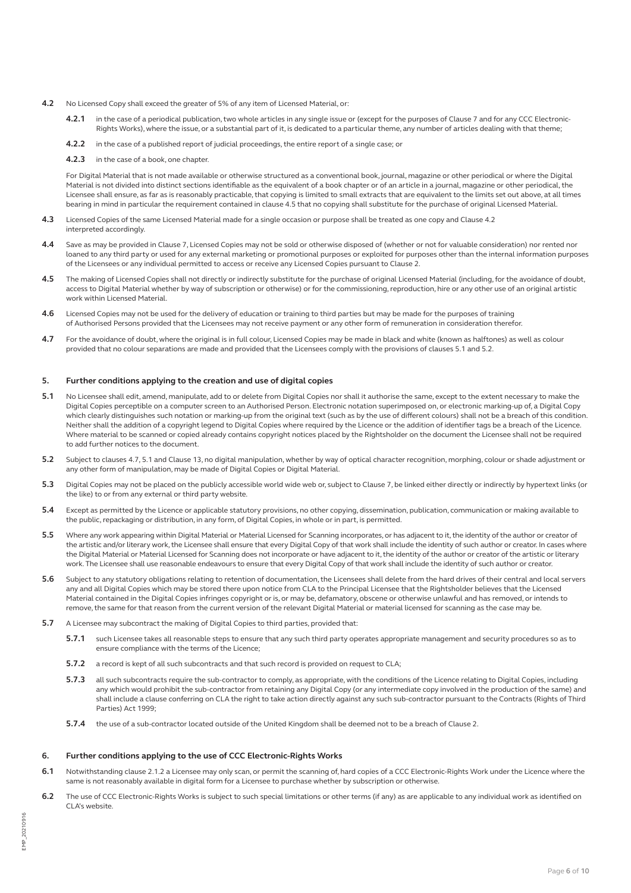**4.2** No Licensed Copy shall exceed the greater of 5% of any item of Licensed Material, or:

**4.2.1** in the case of a periodical publication, two whole articles in any single issue or (except for the purposes of Clause 7 and for any CCC Electronic-Rights Works), where the issue, or a substantial part of it, is dedicated to a particular theme, any number of articles dealing with that theme;

**4.2.2** in the case of a published report of judicial proceedings, the entire report of a single case; or

**4.2.3** in the case of a book, one chapter.

For Digital Material that is not made available or otherwise structured as a conventional book, journal, magazine or other periodical or where the Digital Material is not divided into distinct sections identifiable as the equivalent of a book chapter or of an article in a journal, magazine or other periodical, the Licensee shall ensure, as far as is reasonably practicable, that copying is limited to small extracts that are equivalent to the limits set out above, at all times bearing in mind in particular the requirement contained in clause 4.5 that no copying shall substitute for the purchase of original Licensed Material.

**4.3** Licensed Copies of the same Licensed Material made for a single occasion or purpose shall be treated as one copy and Clause 4.2 interpreted accordingly.

**4.4** Save as may be provided in Clause 7, Licensed Copies may not be sold or otherwise disposed of (whether or not for valuable consideration) nor rented nor loaned to any third party or used for any external marketing or promotional purposes or exploited for purposes other than the internal information purposes of the Licensees or any individual permitted to access or receive any Licensed Copies pursuant to Clause 2.

**4.5** The making of Licensed Copies shall not directly or indirectly substitute for the purchase of original Licensed Material (including, for the avoidance of doubt, access to Digital Material whether by way of subscription or otherwise) or for the commissioning, reproduction, hire or any other use of an original artistic work within Licensed Material.

**4.6** Licensed Copies may not be used for the delivery of education or training to third parties but may be made for the purposes of training of Authorised Persons provided that the Licensees may not receive payment or any other form of remuneration in consideration therefor.

**4.7** For the avoidance of doubt, where the original is in full colour, Licensed Copies may be made in black and white (known as halftones) as well as colour provided that no colour separations are made and provided that the Licensees comply with the provisions of clauses 5.1 and 5.2.

## 5. Further conditions applying to the creation and use of digital copies

**5.1** No Licensee shall edit, amend, manipulate, add to or delete from Digital Copies nor shall it authorise the same, except to the extent necessary to make the Digital Copies perceptible on a computer screen to an Authorised Person. Electronic notation superimposed on, or electronic marking-up of, a Digital Copy which clearly distinguishes such notation or marking-up from the original text (such as by the use of different colours) shall not be a breach of this condition. Neither shall the addition of a copyright legend to Digital Copies where required by the Licence or the addition of identifier tags be a breach of the Licence. Where material to be scanned or copied already contains copyright notices placed by the Rightsholder on the document the Licensee shall not be required to add further notices to the document.

**5.2** Subject to clauses 4.7, 5.1 and Clause 13, no digital manipulation, whether by way of optical character recognition, morphing, colour or shade adjustment or any other form of manipulation, may be made of Digital Copies or Digital Material.

**5.3** Digital Copies may not be placed on the publicly accessible world wide web or, subject to Clause 7, be linked either directly or indirectly by hypertext links (or the like) to or from any external or third party website.

**5.4** Except as permitted by the Licence or applicable statutory provisions, no other copying, dissemination, publication, communication or making available to the public, repackaging or distribution, in any form, of Digital Copies, in whole or in part, is permitted.

**5.5** Where any work appearing within Digital Material or Material Licensed for Scanning incorporates, or has adjacent to it, the identity of the author or creator of the artistic and/or literary work, the Licensee shall ensure that every Digital Copy of that work shall include the identity of such author or creator. In cases where the Digital Material or Material Licensed for Scanning does not incorporate or have adjacent to it, the identity of the author or creator of the artistic or literary work. The Licensee shall use reasonable endeavours to ensure that every Digital Copy of that work shall include the identity of such author or creator.

**5.6** Subject to any statutory obligations relating to retention of documentation, the Licensees shall delete from the hard drives of their central and local servers any and all Digital Copies which may be stored there upon notice from CLA to the Principal Licensee that the Rightsholder believes that the Licensed Material contained in the Digital Copies infringes copyright or is, or may be, defamatory, obscene or otherwise unlawful and has removed, or intends to remove, the same for that reason from the current version of the relevant Digital Material or material licensed for scanning as the case may be.

**5.7** A Licensee may subcontract the making of Digital Copies to third parties, provided that:

**5.7.1** such Licensee takes all reasonable steps to ensure that any such third party operates appropriate management and security procedures so as to ensure compliance with the terms of the Licence;

**5.7.2** a record is kept of all such subcontracts and that such record is provided on request to CLA;

**5.7.3** all such subcontracts require the sub-contractor to comply, as appropriate, with the conditions of the Licence relating to Digital Copies, including any which would prohibit the sub-contractor from retaining any Digital Copy (or any intermediate copy involved in the production of the same) and shall include a clause conferring on CLA the right to take action directly against any such sub-contractor pursuant to the Contracts (Rights of Third Parties) Act 1999;

**5.7.4** the use of a sub-contractor located outside of the United Kingdom shall be deemed not to be a breach of Clause 2.

## 6. Further conditions applying to the use of CCC Electronic-Rights Works

**6.1** Notwithstanding clause 2.1.2 a Licensee may only scan, or permit the scanning of, hard copies of a CCC Electronic-Rights Work under the Licence where the same is not reasonably available in digital form for a Licensee to purchase whether by subscription or otherwise.

**6.2** The use of CCC Electronic-Rights Works is subject to such special limitations or other terms (if any) as are applicable to any individual work as identified on CLA's website.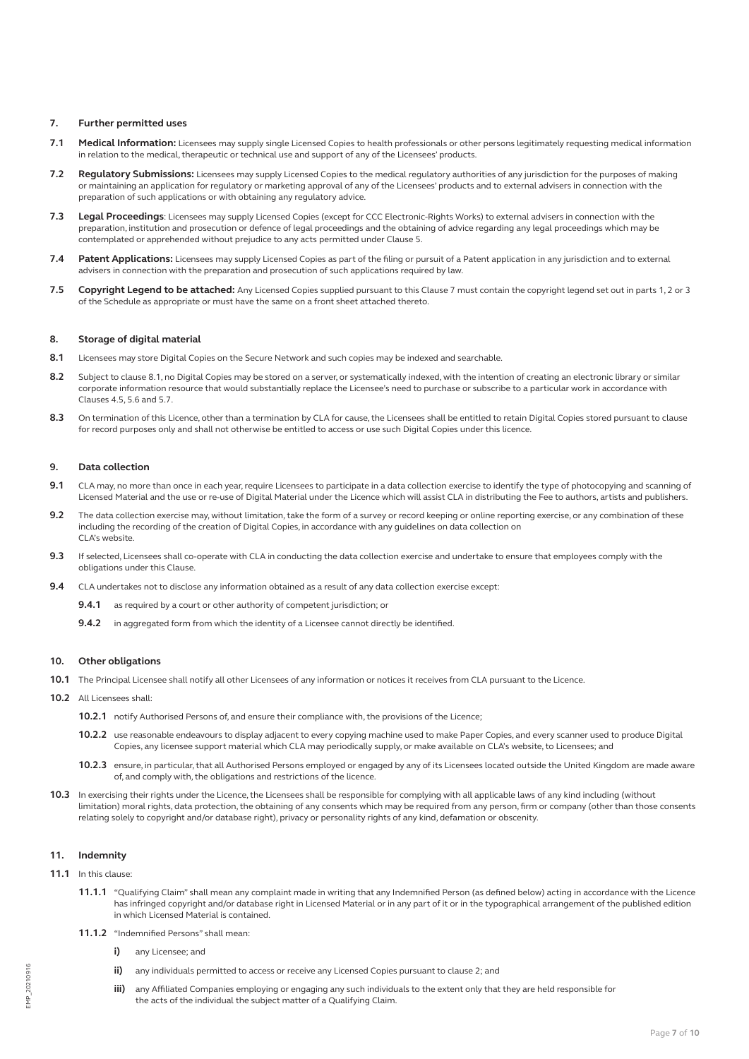## 7. Further permitted uses

**7.1** **Medical Information:** Licensees may supply single Licensed Copies to health professionals or other persons legitimately requesting medical information in relation to the medical, therapeutic or technical use and support of any of the Licensees' products.

**7.2** **Regulatory Submissions:** Licensees may supply Licensed Copies to the medical regulatory authorities of any jurisdiction for the purposes of making or maintaining an application for regulatory or marketing approval of any of the Licensees' products and to external advisers in connection with the preparation of such applications or with obtaining any regulatory advice.

**7.3** **Legal Proceedings**: Licensees may supply Licensed Copies (except for CCC Electronic-Rights Works) to external advisers in connection with the preparation, institution and prosecution or defence of legal proceedings and the obtaining of advice regarding any legal proceedings which may be contemplated or apprehended without prejudice to any acts permitted under Clause 5.

**7.4** **Patent Applications:** Licensees may supply Licensed Copies as part of the filing or pursuit of a Patent application in any jurisdiction and to external advisers in connection with the preparation and prosecution of such applications required by law.

**7.5** **Copyright Legend to be attached:** Any Licensed Copies supplied pursuant to this Clause 7 must contain the copyright legend set out in parts 1, 2 or 3 of the Schedule as appropriate or must have the same on a front sheet attached thereto.

## 8. Storage of digital material

**8.1** Licensees may store Digital Copies on the Secure Network and such copies may be indexed and searchable.

**8.2** Subject to clause 8.1, no Digital Copies may be stored on a server, or systematically indexed, with the intention of creating an electronic library or similar corporate information resource that would substantially replace the Licensee's need to purchase or subscribe to a particular work in accordance with Clauses 4.5, 5.6 and 5.7.

**8.3** On termination of this Licence, other than a termination by CLA for cause, the Licensees shall be entitled to retain Digital Copies stored pursuant to clause for record purposes only and shall not otherwise be entitled to access or use such Digital Copies under this licence.

## 9. Data collection

**9.1** CLA may, no more than once in each year, require Licensees to participate in a data collection exercise to identify the type of photocopying and scanning of Licensed Material and the use or re-use of Digital Material under the Licence which will assist CLA in distributing the Fee to authors, artists and publishers.

**9.2** The data collection exercise may, without limitation, take the form of a survey or record keeping or online reporting exercise, or any combination of these including the recording of the creation of Digital Copies, in accordance with any guidelines on data collection on CLA's website.

**9.3** If selected, Licensees shall co-operate with CLA in conducting the data collection exercise and undertake to ensure that employees comply with the obligations under this Clause.

**9.4** CLA undertakes not to disclose any information obtained as a result of any data collection exercise except:

- **9.4.1** as required by a court or other authority of competent jurisdiction; or
- **9.4.2** in aggregated form from which the identity of a Licensee cannot directly be identified.

## 10. Other obligations

**10.1** The Principal Licensee shall notify all other Licensees of any information or notices it receives from CLA pursuant to the Licence.

**10.2** All Licensees shall:

- **10.2.1** notify Authorised Persons of, and ensure their compliance with, the provisions of the Licence;
- **10.2.2** use reasonable endeavours to display adjacent to every copying machine used to make Paper Copies, and every scanner used to produce Digital Copies, any licensee support material which CLA may periodically supply, or make available on CLA's website, to Licensees; and
- **10.2.3** ensure, in particular, that all Authorised Persons employed or engaged by any of its Licensees located outside the United Kingdom are made aware of, and comply with, the obligations and restrictions of the licence.

**10.3** In exercising their rights under the Licence, the Licensees shall be responsible for complying with all applicable laws of any kind including (without limitation) moral rights, data protection, the obtaining of any consents which may be required from any person, firm or company (other than those consents relating solely to copyright and/or database right), privacy or personality rights of any kind, defamation or obscenity.

## 11. Indemnity

**11.1** In this clause:

- **11.1.1** "Qualifying Claim" shall mean any complaint made in writing that any Indemnified Person (as defined below) acting in accordance with the Licence has infringed copyright and/or database right in Licensed Material or in any part of it or in the typographical arrangement of the published edition in which Licensed Material is contained.
- **11.1.2** "Indemnified Persons" shall mean:
  - **i)** any Licensee; and
  - **ii)** any individuals permitted to access or receive any Licensed Copies pursuant to clause 2; and
  - **iii)** any Affiliated Companies employing or engaging any such individuals to the extent only that they are held responsible for the acts of the individual the subject matter of a Qualifying Claim.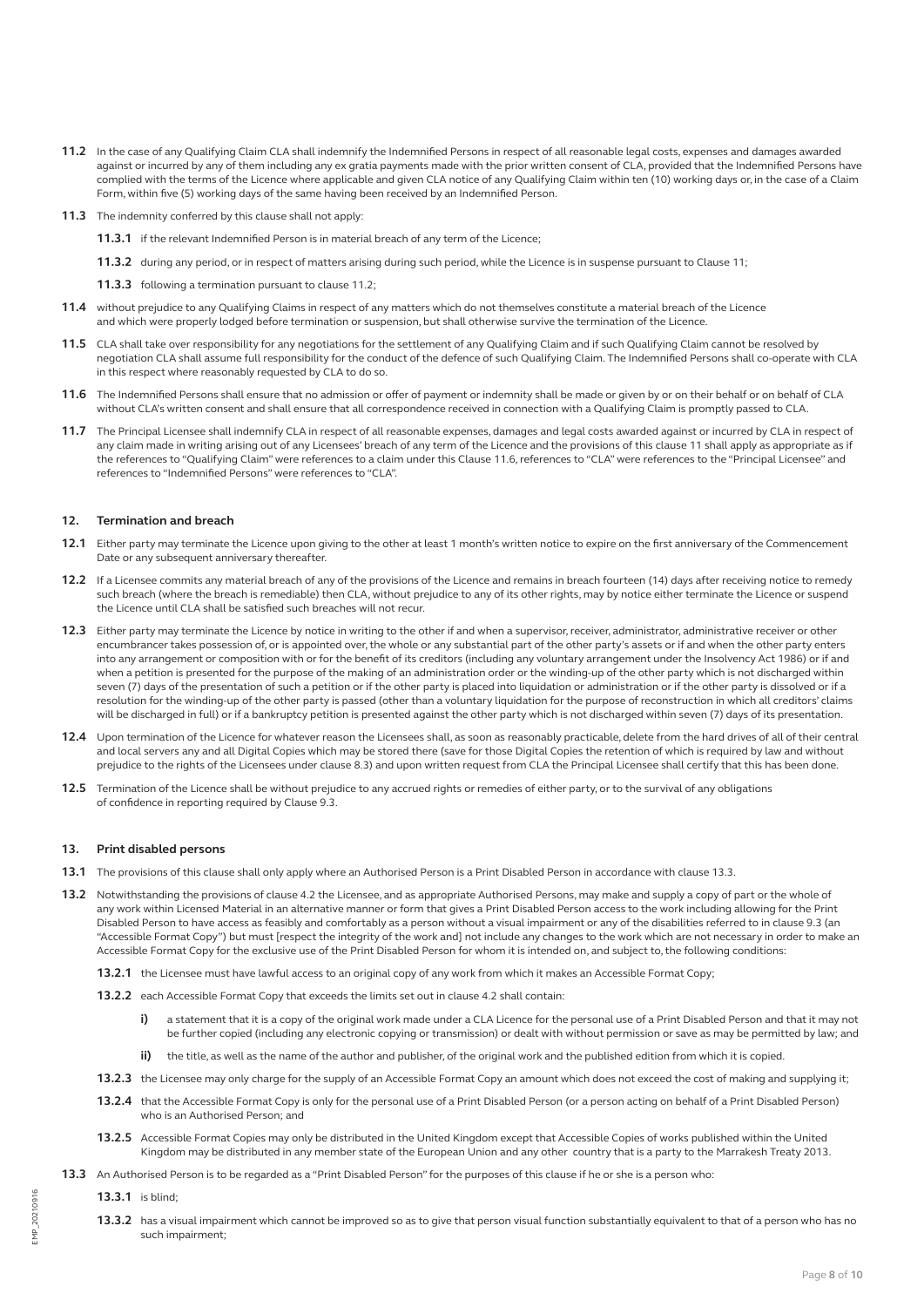**11.2** In the case of any Qualifying Claim CLA shall indemnify the Indemnified Persons in respect of all reasonable legal costs, expenses and damages awarded against or incurred by any of them including any ex gratia payments made with the prior written consent of CLA, provided that the Indemnified Persons have complied with the terms of the Licence where applicable and given CLA notice of any Qualifying Claim within ten (10) working days or, in the case of a Claim Form, within five (5) working days of the same having been received by an Indemnified Person.

**11.3** The indemnity conferred by this clause shall not apply:

**11.3.1** if the relevant Indemnified Person is in material breach of any term of the Licence;

**11.3.2** during any period, or in respect of matters arising during such period, while the Licence is in suspense pursuant to Clause 11;

**11.3.3** following a termination pursuant to clause 11.2;

**11.4** without prejudice to any Qualifying Claims in respect of any matters which do not themselves constitute a material breach of the Licence and which were properly lodged before termination or suspension, but shall otherwise survive the termination of the Licence.

**11.5** CLA shall take over responsibility for any negotiations for the settlement of any Qualifying Claim and if such Qualifying Claim cannot be resolved by negotiation CLA shall assume full responsibility for the conduct of the defence of such Qualifying Claim. The Indemnified Persons shall co-operate with CLA in this respect where reasonably requested by CLA to do so.

**11.6** The Indemnified Persons shall ensure that no admission or offer of payment or indemnity shall be made or given by or on their behalf or on behalf of CLA without CLA's written consent and shall ensure that all correspondence received in connection with a Qualifying Claim is promptly passed to CLA.

**11.7** The Principal Licensee shall indemnify CLA in respect of all reasonable expenses, damages and legal costs awarded against or incurred by CLA in respect of any claim made in writing arising out of any Licensees' breach of any term of the Licence and the provisions of this clause 11 shall apply as appropriate as if the references to "Qualifying Claim" were references to a claim under this Clause 11.6, references to "CLA" were references to the "Principal Licensee" and references to "Indemnified Persons" were references to "CLA".

## 12. Termination and breach

**12.1** Either party may terminate the Licence upon giving to the other at least 1 month's written notice to expire on the first anniversary of the Commencement Date or any subsequent anniversary thereafter.

**12.2** If a Licensee commits any material breach of any of the provisions of the Licence and remains in breach fourteen (14) days after receiving notice to remedy such breach (where the breach is remediable) then CLA, without prejudice to any of its other rights, may by notice either terminate the Licence or suspend the Licence until CLA shall be satisfied such breaches will not recur.

**12.3** Either party may terminate the Licence by notice in writing to the other if and when a supervisor, receiver, administrator, administrative receiver or other encumbrancer takes possession of, or is appointed over, the whole or any substantial part of the other party's assets or if and when the other party enters into any arrangement or composition with or for the benefit of its creditors (including any voluntary arrangement under the Insolvency Act 1986) or if and when a petition is presented for the purpose of the making of an administration order or the winding-up of the other party which is not discharged within seven (7) days of the presentation of such a petition or if the other party is placed into liquidation or administration or if the other party is dissolved or if a resolution for the winding-up of the other party is passed (other than a voluntary liquidation for the purpose of reconstruction in which all creditors' claims will be discharged in full) or if a bankruptcy petition is presented against the other party which is not discharged within seven (7) days of its presentation.

**12.4** Upon termination of the Licence for whatever reason the Licensees shall, as soon as reasonably practicable, delete from the hard drives of all of their central and local servers any and all Digital Copies which may be stored there (save for those Digital Copies the retention of which is required by law and without prejudice to the rights of the Licensees under clause 8.3) and upon written request from CLA the Principal Licensee shall certify that this has been done.

**12.5** Termination of the Licence shall be without prejudice to any accrued rights or remedies of either party, or to the survival of any obligations of confidence in reporting required by Clause 9.3.

## 13. Print disabled persons

**13.1** The provisions of this clause shall only apply where an Authorised Person is a Print Disabled Person in accordance with clause 13.3.

**13.2** Notwithstanding the provisions of clause 4.2 the Licensee, and as appropriate Authorised Persons, may make and supply a copy of part or the whole of any work within Licensed Material in an alternative manner or form that gives a Print Disabled Person access to the work including allowing for the Print Disabled Person to have access as feasibly and comfortably as a person without a visual impairment or any of the disabilities referred to in clause 9.3 (an "Accessible Format Copy") but must [respect the integrity of the work and] not include any changes to the work which are not necessary in order to make an Accessible Format Copy for the exclusive use of the Print Disabled Person for whom it is intended on, and subject to, the following conditions:

**13.2.1** the Licensee must have lawful access to an original copy of any work from which it makes an Accessible Format Copy;

**13.2.2** each Accessible Format Copy that exceeds the limits set out in clause 4.2 shall contain:

**i)** a statement that it is a copy of the original work made under a CLA Licence for the personal use of a Print Disabled Person and that it may not be further copied (including any electronic copying or transmission) or dealt with without permission or save as may be permitted by law; and

**ii)** the title, as well as the name of the author and publisher, of the original work and the published edition from which it is copied.

**13.2.3** the Licensee may only charge for the supply of an Accessible Format Copy an amount which does not exceed the cost of making and supplying it;

**13.2.4** that the Accessible Format Copy is only for the personal use of a Print Disabled Person (or a person acting on behalf of a Print Disabled Person) who is an Authorised Person; and

**13.2.5** Accessible Format Copies may only be distributed in the United Kingdom except that Accessible Copies of works published within the United Kingdom may be distributed in any member state of the European Union and any other country that is a party to the Marrakesh Treaty 2013.

**13.3** An Authorised Person is to be regarded as a "Print Disabled Person" for the purposes of this clause if he or she is a person who:

**13.3.1** is blind;

**13.3.2** has a visual impairment which cannot be improved so as to give that person visual function substantially equivalent to that of a person who has no such impairment;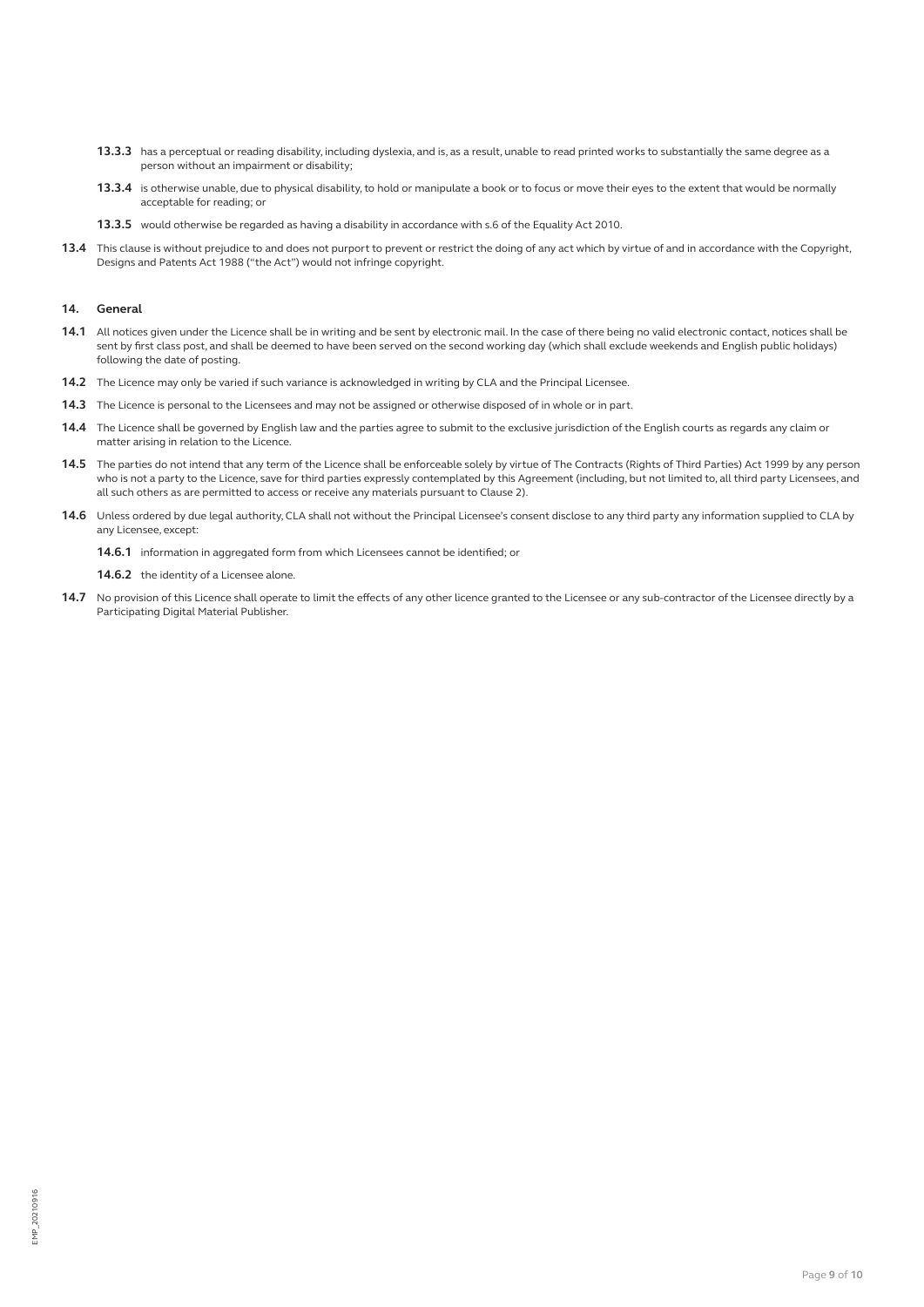**13.3.3** has a perceptual or reading disability, including dyslexia, and is, as a result, unable to read printed works to substantially the same degree as a person without an impairment or disability;

**13.3.4** is otherwise unable, due to physical disability, to hold or manipulate a book or to focus or move their eyes to the extent that would be normally acceptable for reading; or

**13.3.5** would otherwise be regarded as having a disability in accordance with s.6 of the Equality Act 2010.

**13.4** This clause is without prejudice to and does not purport to prevent or restrict the doing of any act which by virtue of and in accordance with the Copyright, Designs and Patents Act 1988 ("the Act") would not infringe copyright.

## 14. General

**14.1** All notices given under the Licence shall be in writing and be sent by electronic mail. In the case of there being no valid electronic contact, notices shall be sent by first class post, and shall be deemed to have been served on the second working day (which shall exclude weekends and English public holidays) following the date of posting.

**14.2** The Licence may only be varied if such variance is acknowledged in writing by CLA and the Principal Licensee.

**14.3** The Licence is personal to the Licensees and may not be assigned or otherwise disposed of in whole or in part.

**14.4** The Licence shall be governed by English law and the parties agree to submit to the exclusive jurisdiction of the English courts as regards any claim or matter arising in relation to the Licence.

**14.5** The parties do not intend that any term of the Licence shall be enforceable solely by virtue of The Contracts (Rights of Third Parties) Act 1999 by any person who is not a party to the Licence, save for third parties expressly contemplated by this Agreement (including, but not limited to, all third party Licensees, and all such others as are permitted to access or receive any materials pursuant to Clause 2).

**14.6** Unless ordered by due legal authority, CLA shall not without the Principal Licensee's consent disclose to any third party any information supplied to CLA by any Licensee, except:

**14.6.1** information in aggregated form from which Licensees cannot be identified; or

**14.6.2** the identity of a Licensee alone.

**14.7** No provision of this Licence shall operate to limit the effects of any other licence granted to the Licensee or any sub-contractor of the Licensee directly by a Participating Digital Material Publisher.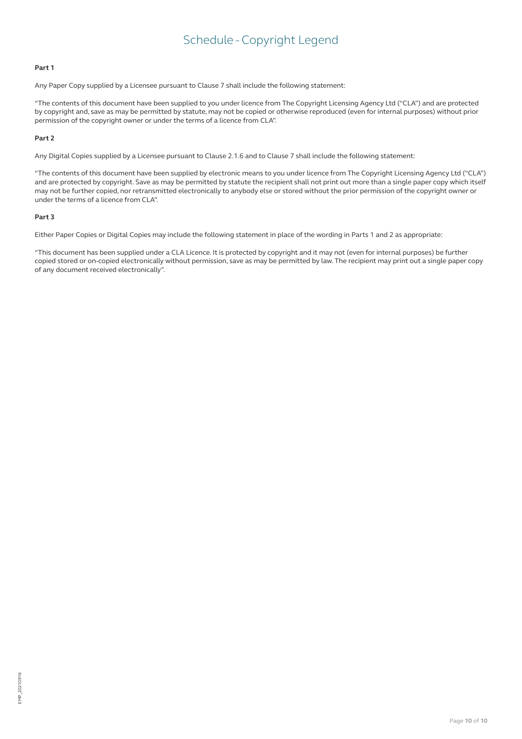# Schedule - Copyright Legend

**Part 1**

Any Paper Copy supplied by a Licensee pursuant to Clause 7 shall include the following statement:

"The contents of this document have been supplied to you under licence from The Copyright Licensing Agency Ltd ("CLA") and are protected by copyright and, save as may be permitted by statute, may not be copied or otherwise reproduced (even for internal purposes) without prior permission of the copyright owner or under the terms of a licence from CLA".

**Part 2**

Any Digital Copies supplied by a Licensee pursuant to Clause 2.1.6 and to Clause 7 shall include the following statement:

"The contents of this document have been supplied by electronic means to you under licence from The Copyright Licensing Agency Ltd ("CLA") and are protected by copyright. Save as may be permitted by statute the recipient shall not print out more than a single paper copy which itself may not be further copied, nor retransmitted electronically to anybody else or stored without the prior permission of the copyright owner or under the terms of a licence from CLA".

**Part 3**

Either Paper Copies or Digital Copies may include the following statement in place of the wording in Parts 1 and 2 as appropriate:

"This document has been supplied under a CLA Licence. It is protected by copyright and it may not (even for internal purposes) be further copied stored or on-copied electronically without permission, save as may be permitted by law. The recipient may print out a single paper copy of any document received electronically".

EMP_20210916